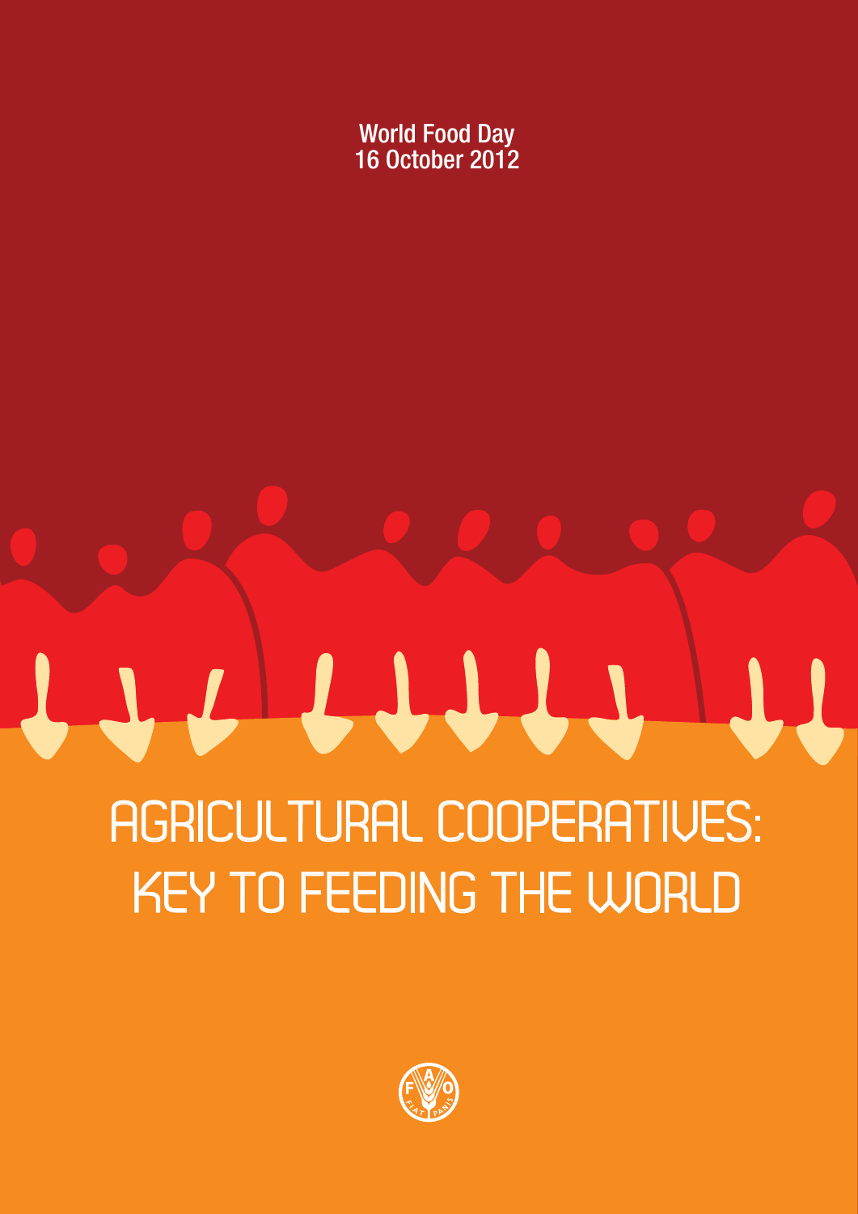World Food Day
16 October 2012

# AGRICULTURAL COOPERATIVES: KEY TO FEEDING THE WORLD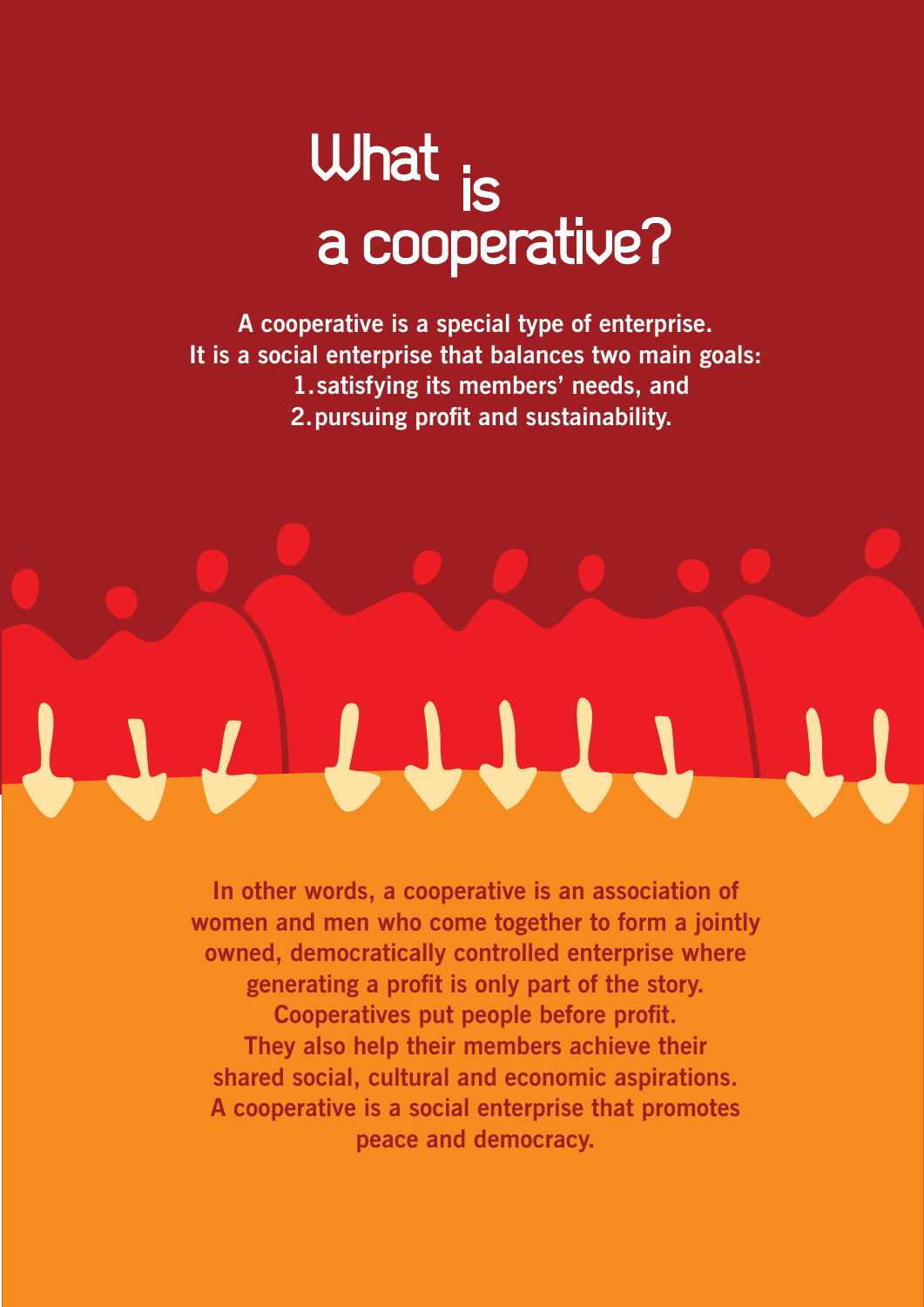# What is a cooperative?

**A cooperative is a special type of enterprise.**
**It is a social enterprise that balances two main goals:**

1. **satisfying its members' needs, and**
2. **pursuing profit and sustainability.**

**In other words, a cooperative is an association of women and men who come together to form a jointly owned, democratically controlled enterprise where generating a profit is only part of the story. Cooperatives put people before profit. They also help their members achieve their shared social, cultural and economic aspirations. A cooperative is a social enterprise that promotes peace and democracy.**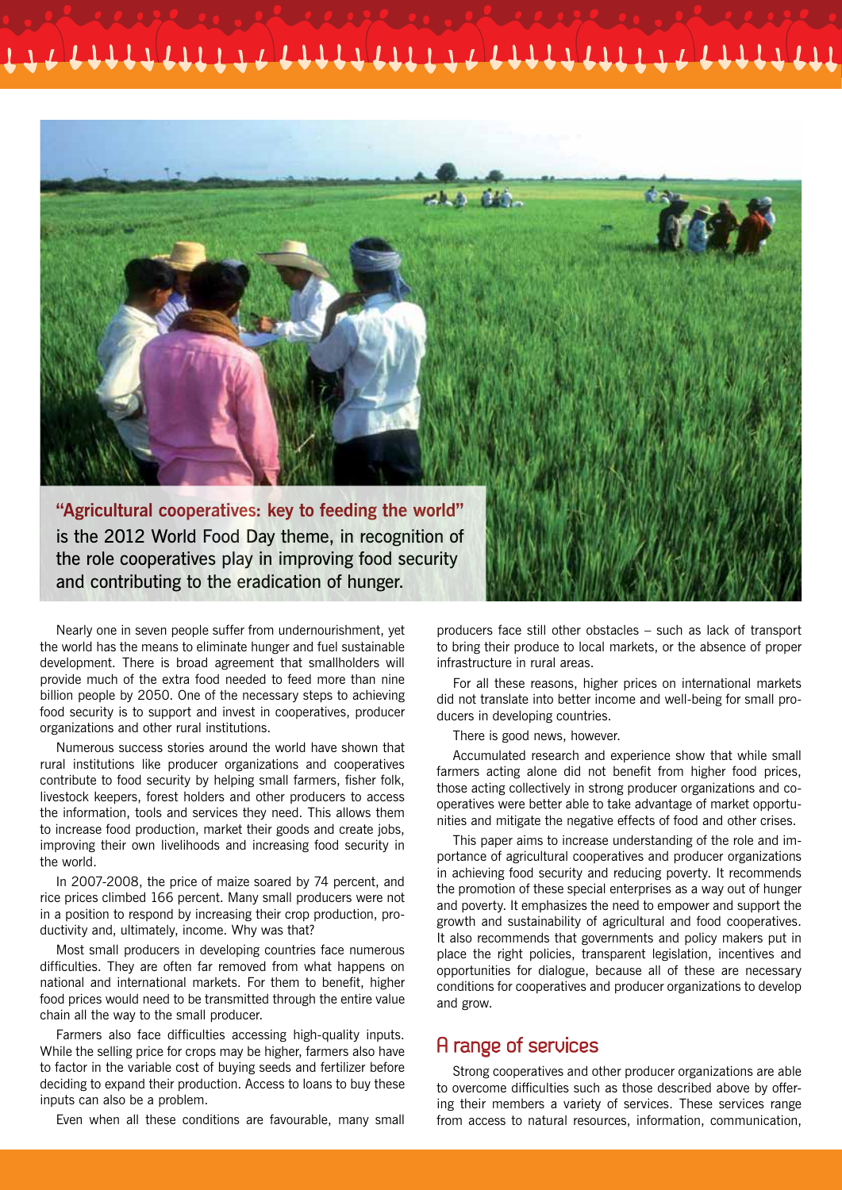**"Agricultural cooperatives: key to feeding the world"** is the 2012 World Food Day theme, in recognition of the role cooperatives play in improving food security and contributing to the eradication of hunger.

Nearly one in seven people suffer from undernourishment, yet the world has the means to eliminate hunger and fuel sustainable development. There is broad agreement that smallholders will provide much of the extra food needed to feed more than nine billion people by 2050. One of the necessary steps to achieving food security is to support and invest in cooperatives, producer organizations and other rural institutions.

Numerous success stories around the world have shown that rural institutions like producer organizations and cooperatives contribute to food security by helping small farmers, fisher folk, livestock keepers, forest holders and other producers to access the information, tools and services they need. This allows them to increase food production, market their goods and create jobs, improving their own livelihoods and increasing food security in the world.

In 2007-2008, the price of maize soared by 74 percent, and rice prices climbed 166 percent. Many small producers were not in a position to respond by increasing their crop production, productivity and, ultimately, income. Why was that?

Most small producers in developing countries face numerous difficulties. They are often far removed from what happens on national and international markets. For them to benefit, higher food prices would need to be transmitted through the entire value chain all the way to the small producer.

Farmers also face difficulties accessing high-quality inputs. While the selling price for crops may be higher, farmers also have to factor in the variable cost of buying seeds and fertilizer before deciding to expand their production. Access to loans to buy these inputs can also be a problem.

Even when all these conditions are favourable, many small producers face still other obstacles – such as lack of transport to bring their produce to local markets, or the absence of proper infrastructure in rural areas.

For all these reasons, higher prices on international markets did not translate into better income and well-being for small producers in developing countries.

There is good news, however.

Accumulated research and experience show that while small farmers acting alone did not benefit from higher food prices, those acting collectively in strong producer organizations and cooperatives were better able to take advantage of market opportunities and mitigate the negative effects of food and other crises.

This paper aims to increase understanding of the role and importance of agricultural cooperatives and producer organizations in achieving food security and reducing poverty. It recommends the promotion of these special enterprises as a way out of hunger and poverty. It emphasizes the need to empower and support the growth and sustainability of agricultural and food cooperatives. It also recommends that governments and policy makers put in place the right policies, transparent legislation, incentives and opportunities for dialogue, because all of these are necessary conditions for cooperatives and producer organizations to develop and grow.

## A range of services

Strong cooperatives and other producer organizations are able to overcome difficulties such as those described above by offering their members a variety of services. These services range from access to natural resources, information, communication,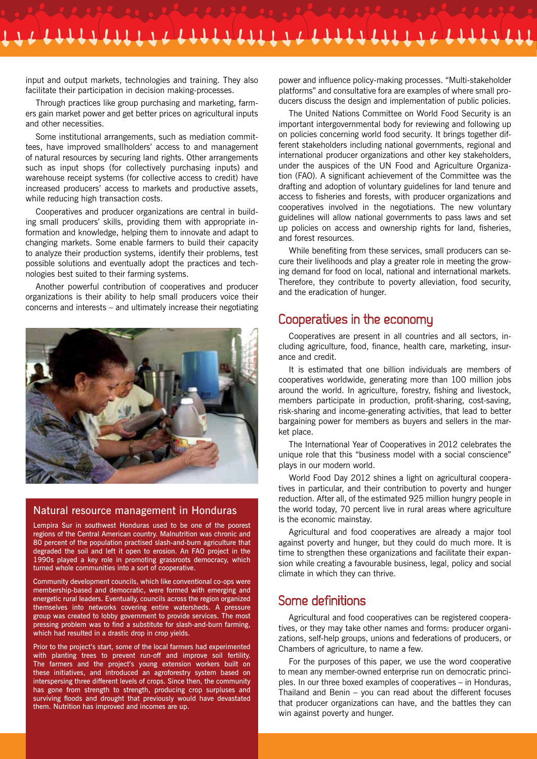input and output markets, technologies and training. They also facilitate their participation in decision making-processes.

Through practices like group purchasing and marketing, farmers gain market power and get better prices on agricultural inputs and other necessities.

Some institutional arrangements, such as mediation committees, have improved smallholders' access to and management of natural resources by securing land rights. Other arrangements such as input shops (for collectively purchasing inputs) and warehouse receipt systems (for collective access to credit) have increased producers' access to markets and productive assets, while reducing high transaction costs.

Cooperatives and producer organizations are central in building small producers' skills, providing them with appropriate information and knowledge, helping them to innovate and adapt to changing markets. Some enable farmers to build their capacity to analyze their production systems, identify their problems, test possible solutions and eventually adopt the practices and technologies best suited to their farming systems.

Another powerful contribution of cooperatives and producer organizations is their ability to help small producers voice their concerns and interests – and ultimately increase their negotiating power and influence policy-making processes. "Multi-stakeholder platforms" and consultative fora are examples of where small producers discuss the design and implementation of public policies.

The United Nations Committee on World Food Security is an important intergovernmental body for reviewing and following up on policies concerning world food security. It brings together different stakeholders including national governments, regional and international producer organizations and other key stakeholders, under the auspices of the UN Food and Agriculture Organization (FAO). A significant achievement of the Committee was the drafting and adoption of voluntary guidelines for land tenure and access to fisheries and forests, with producer organizations and cooperatives involved in the negotiations. The new voluntary guidelines will allow national governments to pass laws and set up policies on access and ownership rights for land, fisheries, and forest resources.

While benefiting from these services, small producers can secure their livelihoods and play a greater role in meeting the growing demand for food on local, national and international markets. Therefore, they contribute to poverty alleviation, food security, and the eradication of hunger.

### Natural resource management in Honduras

Lempira Sur in southwest Honduras used to be one of the poorest regions of the Central American country. Malnutrition was chronic and 80 percent of the population practised slash-and-burn agriculture that degraded the soil and left it open to erosion. An FAO project in the 1990s played a key role in promoting grassroots democracy, which turned whole communities into a sort of cooperative.

Community development councils, which like conventional co-ops were membership-based and democratic, were formed with emerging and energetic rural leaders. Eventually, councils across the region organized themselves into networks covering entire watersheds. A pressure group was created to lobby government to provide services. The most pressing problem was to find a substitute for slash-and-burn farming, which had resulted in a drastic drop in crop yields.

Prior to the project's start, some of the local farmers had experimented with planting trees to prevent run-off and improve soil fertility. The farmers and the project's young extension workers built on these initiatives, and introduced an agroforestry system based on interspersing three different levels of crops. Since then, the community has gone from strength to strength, producing crop surpluses and surviving floods and drought that previously would have devastated them. Nutrition has improved and incomes are up.

## Cooperatives in the economy

Cooperatives are present in all countries and all sectors, including agriculture, food, finance, health care, marketing, insurance and credit.

It is estimated that one billion individuals are members of cooperatives worldwide, generating more than 100 million jobs around the world. In agriculture, forestry, fishing and livestock, members participate in production, profit-sharing, cost-saving, risk-sharing and income-generating activities, that lead to better bargaining power for members as buyers and sellers in the market place.

The International Year of Cooperatives in 2012 celebrates the unique role that this "business model with a social conscience" plays in our modern world.

World Food Day 2012 shines a light on agricultural cooperatives in particular, and their contribution to poverty and hunger reduction. After all, of the estimated 925 million hungry people in the world today, 70 percent live in rural areas where agriculture is the economic mainstay.

Agricultural and food cooperatives are already a major tool against poverty and hunger, but they could do much more. It is time to strengthen these organizations and facilitate their expansion while creating a favourable business, legal, policy and social climate in which they can thrive.

## Some definitions

Agricultural and food cooperatives can be registered cooperatives, or they may take other names and forms: producer organizations, self-help groups, unions and federations of producers, or Chambers of agriculture, to name a few.

For the purposes of this paper, we use the word cooperative to mean any member-owned enterprise run on democratic principles. In our three boxed examples of cooperatives – in Honduras, Thailand and Benin – you can read about the different focuses that producer organizations can have, and the battles they can win against poverty and hunger.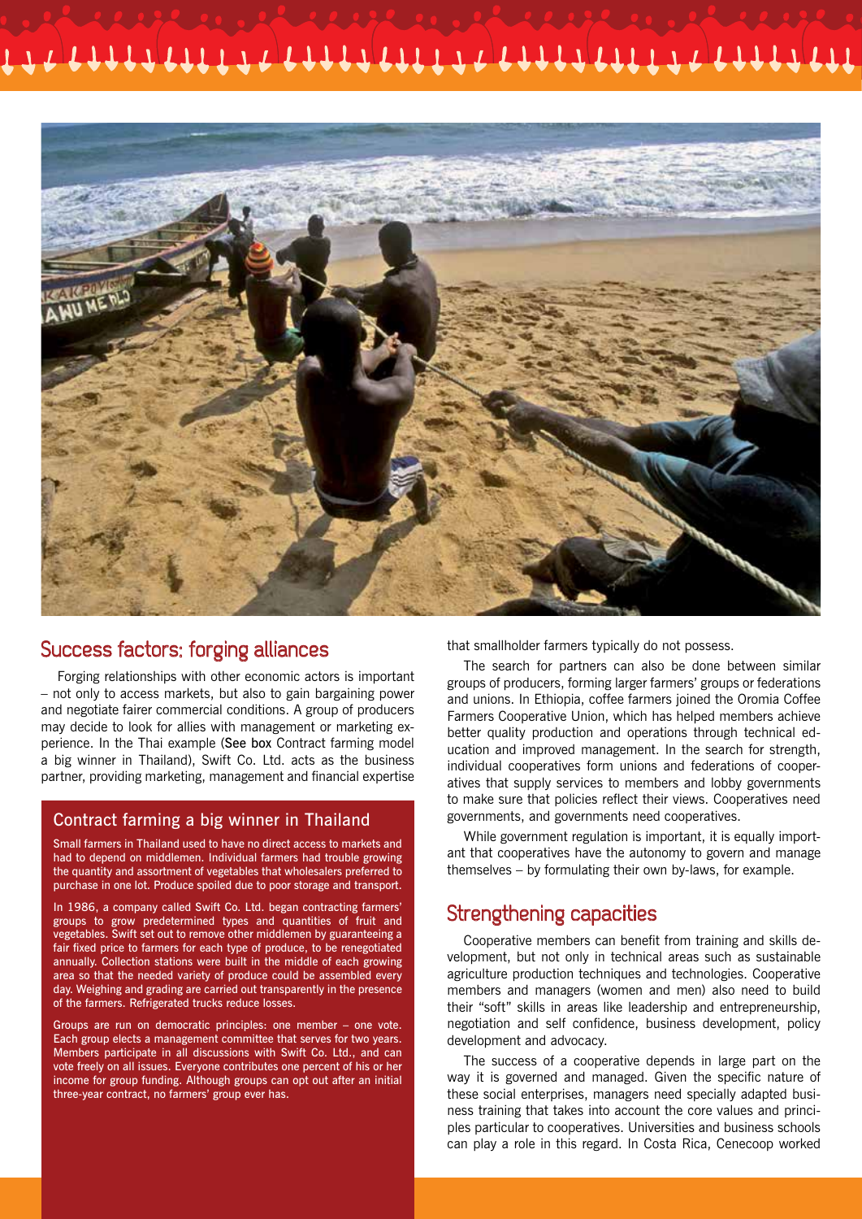## Success factors: forging alliances

Forging relationships with other economic actors is important – not only to access markets, but also to gain bargaining power and negotiate fairer commercial conditions. A group of producers may decide to look for allies with management or marketing experience. In the Thai example (See box Contract farming model a big winner in Thailand), Swift Co. Ltd. acts as the business partner, providing marketing, management and financial expertise that smallholder farmers typically do not possess.

The search for partners can also be done between similar groups of producers, forming larger farmers' groups or federations and unions. In Ethiopia, coffee farmers joined the Oromia Coffee Farmers Cooperative Union, which has helped members achieve better quality production and operations through technical education and improved management. In the search for strength, individual cooperatives form unions and federations of cooperatives that supply services to members and lobby governments to make sure that policies reflect their views. Cooperatives need governments, and governments need cooperatives.

While government regulation is important, it is equally important that cooperatives have the autonomy to govern and manage themselves – by formulating their own by-laws, for example.

### Contract farming a big winner in Thailand

Small farmers in Thailand used to have no direct access to markets and had to depend on middlemen. Individual farmers had trouble growing the quantity and assortment of vegetables that wholesalers preferred to purchase in one lot. Produce spoiled due to poor storage and transport.

In 1986, a company called Swift Co. Ltd. began contracting farmers' groups to grow predetermined types and quantities of fruit and vegetables. Swift set out to remove other middlemen by guaranteeing a fair fixed price to farmers for each type of produce, to be renegotiated annually. Collection stations were built in the middle of each growing area so that the needed variety of produce could be assembled every day. Weighing and grading are carried out transparently in the presence of the farmers. Refrigerated trucks reduce losses.

Groups are run on democratic principles: one member – one vote. Each group elects a management committee that serves for two years. Members participate in all discussions with Swift Co. Ltd., and can vote freely on all issues. Everyone contributes one percent of his or her income for group funding. Although groups can opt out after an initial three-year contract, no farmers' group ever has.

## Strengthening capacities

Cooperative members can benefit from training and skills development, but not only in technical areas such as sustainable agriculture production techniques and technologies. Cooperative members and managers (women and men) also need to build their "soft" skills in areas like leadership and entrepreneurship, negotiation and self confidence, business development, policy development and advocacy.

The success of a cooperative depends in large part on the way it is governed and managed. Given the specific nature of these social enterprises, managers need specially adapted business training that takes into account the core values and principles particular to cooperatives. Universities and business schools can play a role in this regard. In Costa Rica, Cenecoop worked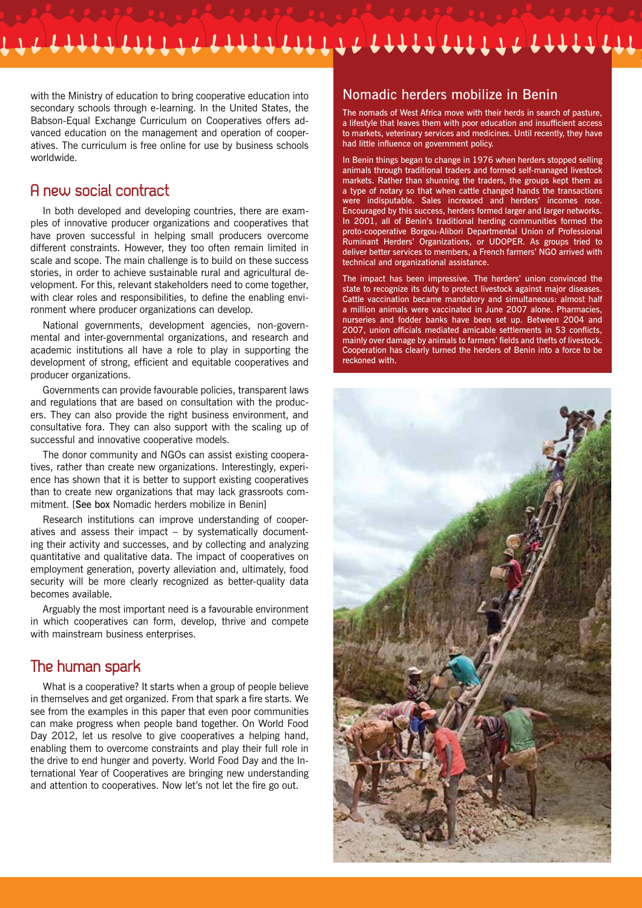with the Ministry of education to bring cooperative education into secondary schools through e-learning. In the United States, the Babson-Equal Exchange Curriculum on Cooperatives offers advanced education on the management and operation of cooperatives. The curriculum is free online for use by business schools worldwide.

## A new social contract

In both developed and developing countries, there are examples of innovative producer organizations and cooperatives that have proven successful in helping small producers overcome different constraints. However, they too often remain limited in scale and scope. The main challenge is to build on these success stories, in order to achieve sustainable rural and agricultural development. For this, relevant stakeholders need to come together, with clear roles and responsibilities, to define the enabling environment where producer organizations can develop.

National governments, development agencies, non-governmental and inter-governmental organizations, and research and academic institutions all have a role to play in supporting the development of strong, efficient and equitable cooperatives and producer organizations.

Governments can provide favourable policies, transparent laws and regulations that are based on consultation with the producers. They can also provide the right business environment, and consultative fora. They can also support with the scaling up of successful and innovative cooperative models.

The donor community and NGOs can assist existing cooperatives, rather than create new organizations. Interestingly, experience has shown that it is better to support existing cooperatives than to create new organizations that may lack grassroots commitment. [See box Nomadic herders mobilize in Benin]

Research institutions can improve understanding of cooperatives and assess their impact – by systematically documenting their activity and successes, and by collecting and analyzing quantitative and qualitative data. The impact of cooperatives on employment generation, poverty alleviation and, ultimately, food security will be more clearly recognized as better-quality data becomes available.

Arguably the most important need is a favourable environment in which cooperatives can form, develop, thrive and compete with mainstream business enterprises.

## The human spark

What is a cooperative? It starts when a group of people believe in themselves and get organized. From that spark a fire starts. We see from the examples in this paper that even poor communities can make progress when people band together. On World Food Day 2012, let us resolve to give cooperatives a helping hand, enabling them to overcome constraints and play their full role in the drive to end hunger and poverty. World Food Day and the International Year of Cooperatives are bringing new understanding and attention to cooperatives. Now let's not let the fire go out.

## Nomadic herders mobilize in Benin

The nomads of West Africa move with their herds in search of pasture, a lifestyle that leaves them with poor education and insufficient access to markets, veterinary services and medicines. Until recently, they have had little influence on government policy.

In Benin things began to change in 1976 when herders stopped selling animals through traditional traders and formed self-managed livestock markets. Rather than shunning the traders, the groups kept them as a type of notary so that when cattle changed hands the transactions were indisputable. Sales increased and herders' incomes rose. Encouraged by this success, herders formed larger and larger networks. In 2001, all of Benin's traditional herding communities formed the proto-cooperative Borgou-Alibori Departmental Union of Professional Ruminant Herders' Organizations, or UDOPER. As groups tried to deliver better services to members, a French farmers' NGO arrived with technical and organizational assistance.

The impact has been impressive. The herders' union convinced the state to recognize its duty to protect livestock against major diseases. Cattle vaccination became mandatory and simultaneous: almost half a million animals were vaccinated in June 2007 alone. Pharmacies, nurseries and fodder banks have been set up. Between 2004 and 2007, union officials mediated amicable settlements in 53 conflicts, mainly over damage by animals to farmers' fields and thefts of livestock. Cooperation has clearly turned the herders of Benin into a force to be reckoned with.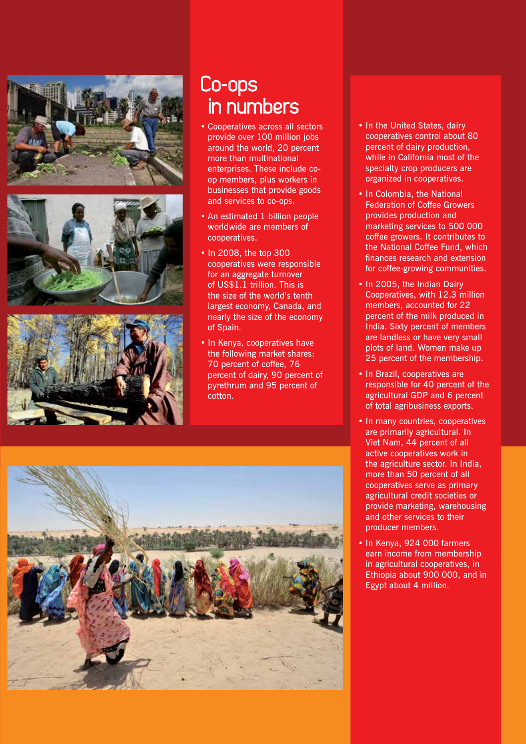# Co-ops in numbers

- Cooperatives across all sectors provide over 100 million jobs around the world, 20 percent more than multinational enterprises. These include co-op members, plus workers in businesses that provide goods and services to co-ops.
- An estimated 1 billion people worldwide are members of cooperatives.
- In 2008, the top 300 cooperatives were responsible for an aggregate turnover of US$1.1 trillion. This is the size of the world's tenth largest economy, Canada, and nearly the size of the economy of Spain.
- In Kenya, cooperatives have the following market shares: 70 percent of coffee, 76 percent of dairy, 90 percent of pyrethrum and 95 percent of cotton.
- In the United States, dairy cooperatives control about 80 percent of dairy production, while in California most of the specialty crop producers are organized in cooperatives.
- In Colombia, the National Federation of Coffee Growers provides production and marketing services to 500 000 coffee growers. It contributes to the National Coffee Fund, which finances research and extension for coffee-growing communities.
- In 2005, the Indian Dairy Cooperatives, with 12.3 million members, accounted for 22 percent of the milk produced in India. Sixty percent of members are landless or have very small plots of land. Women make up 25 percent of the membership.
- In Brazil, cooperatives are responsible for 40 percent of the agricultural GDP and 6 percent of total agribusiness exports.
- In many countries, cooperatives are primarily agricultural. In Viet Nam, 44 percent of all active cooperatives work in the agriculture sector. In India, more than 50 percent of all cooperatives serve as primary agricultural credit societies or provide marketing, warehousing and other services to their producer members.
- In Kenya, 924 000 farmers earn income from membership in agricultural cooperatives, in Ethiopia about 900 000, and in Egypt about 4 million.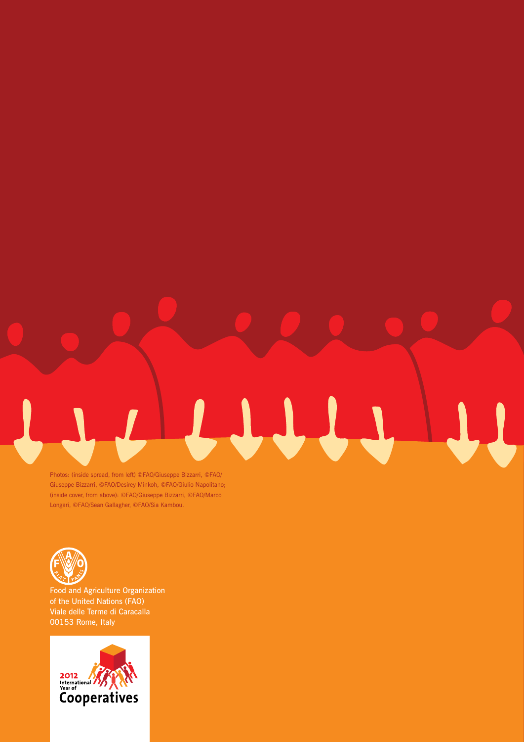Photos: (inside spread, from left) ©FAO/Giuseppe Bizzarri, ©FAO/Giuseppe Bizzarri, ©FAO/Desirey Minkoh, ©FAO/Giulio Napolitano; (inside cover, from above): ©FAO/Giuseppe Bizzarri, ©FAO/Marco Longari, ©FAO/Sean Gallagher, ©FAO/Sia Kambou.

Food and Agriculture Organization
of the United Nations (FAO)
Viale delle Terme di Caracalla
00153 Rome, Italy

2012 International Year of Cooperatives